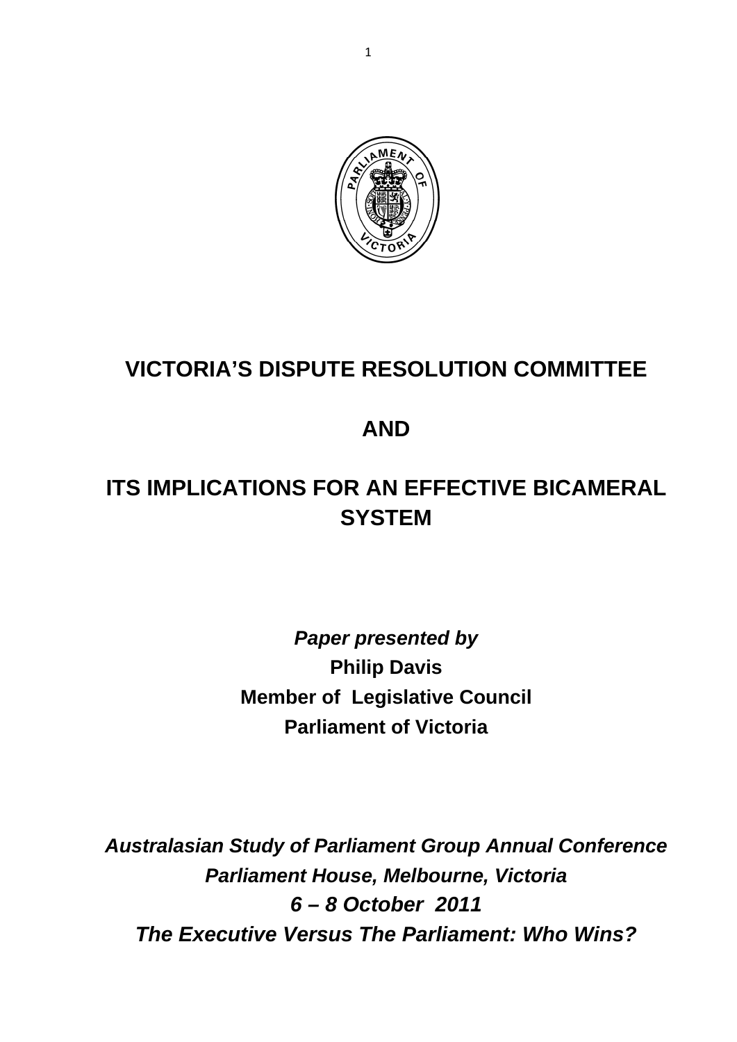# VICTORIA'S DISPUTE RESOLUTION COMMITTEE

# AND

# ITS IMPLICATIONS FOR AN EFFECTIVE BICAMERAL SYSTEM

***Paper presented by***

**Philip Davis**

**Member of Legislative Council**

**Parliament of Victoria**

***Australasian Study of Parliament Group Annual Conference***

***Parliament House, Melbourne, Victoria***

***6 – 8 October 2011***

***The Executive Versus The Parliament: Who Wins?***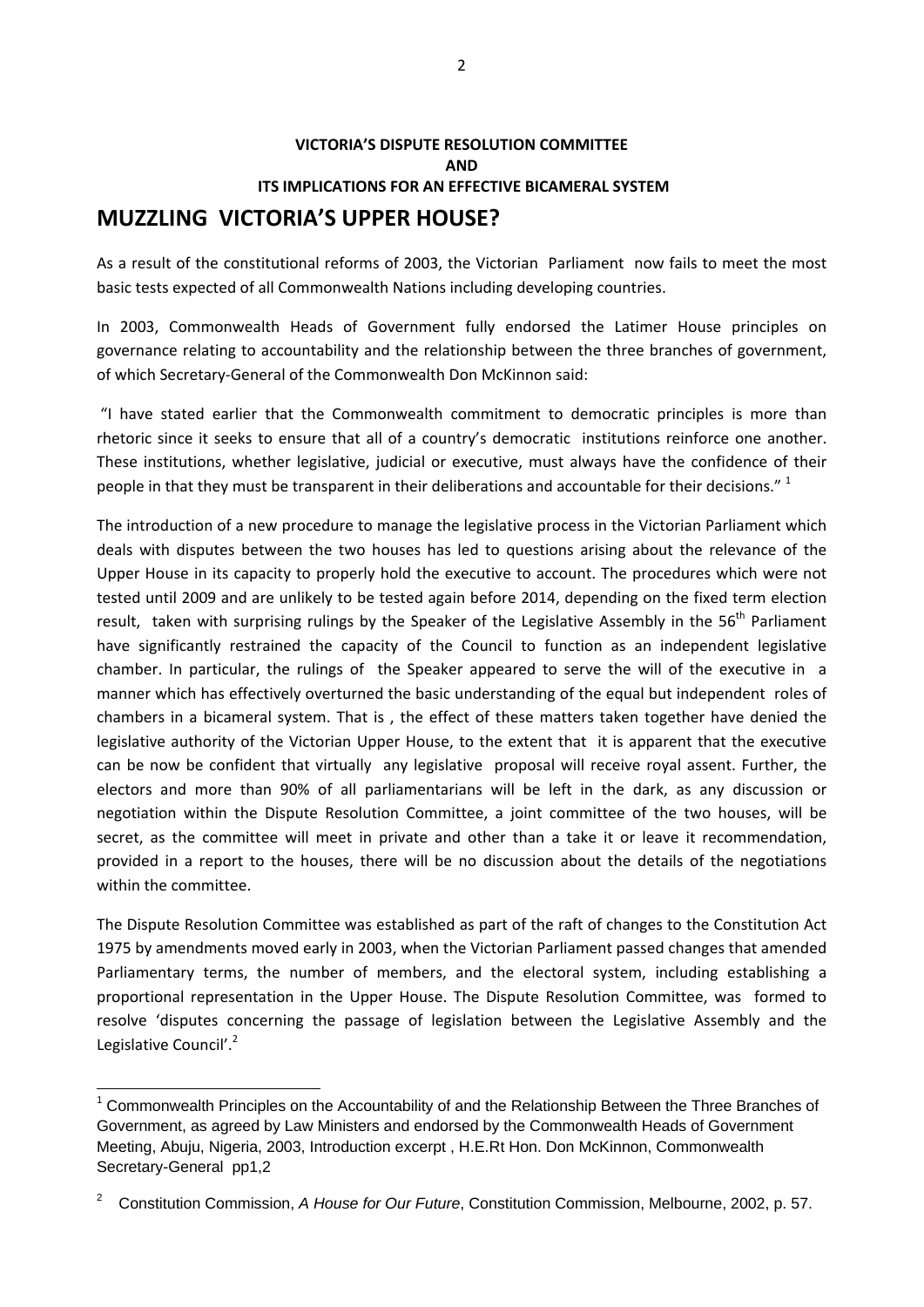**VICTORIA'S DISPUTE RESOLUTION COMMITTEE**
**AND**
**ITS IMPLICATIONS FOR AN EFFECTIVE BICAMERAL SYSTEM**

# MUZZLING VICTORIA'S UPPER HOUSE?

As a result of the constitutional reforms of 2003, the Victorian Parliament now fails to meet the most basic tests expected of all Commonwealth Nations including developing countries.

In 2003, Commonwealth Heads of Government fully endorsed the Latimer House principles on governance relating to accountability and the relationship between the three branches of government, of which Secretary-General of the Commonwealth Don McKinnon said:

"I have stated earlier that the Commonwealth commitment to democratic principles is more than rhetoric since it seeks to ensure that all of a country's democratic institutions reinforce one another. These institutions, whether legislative, judicial or executive, must always have the confidence of their people in that they must be transparent in their deliberations and accountable for their decisions." [1]

The introduction of a new procedure to manage the legislative process in the Victorian Parliament which deals with disputes between the two houses has led to questions arising about the relevance of the Upper House in its capacity to properly hold the executive to account. The procedures which were not tested until 2009 and are unlikely to be tested again before 2014, depending on the fixed term election result, taken with surprising rulings by the Speaker of the Legislative Assembly in the 56th Parliament have significantly restrained the capacity of the Council to function as an independent legislative chamber. In particular, the rulings of the Speaker appeared to serve the will of the executive in a manner which has effectively overturned the basic understanding of the equal but independent roles of chambers in a bicameral system. That is , the effect of these matters taken together have denied the legislative authority of the Victorian Upper House, to the extent that it is apparent that the executive can be now be confident that virtually any legislative proposal will receive royal assent. Further, the electors and more than 90% of all parliamentarians will be left in the dark, as any discussion or negotiation within the Dispute Resolution Committee, a joint committee of the two houses, will be secret, as the committee will meet in private and other than a take it or leave it recommendation, provided in a report to the houses, there will be no discussion about the details of the negotiations within the committee.

The Dispute Resolution Committee was established as part of the raft of changes to the Constitution Act 1975 by amendments moved early in 2003, when the Victorian Parliament passed changes that amended Parliamentary terms, the number of members, and the electoral system, including establishing a proportional representation in the Upper House. The Dispute Resolution Committee, was formed to resolve 'disputes concerning the passage of legislation between the Legislative Assembly and the Legislative Council'.[2]

---

[1] Commonwealth Principles on the Accountability of and the Relationship Between the Three Branches of Government, as agreed by Law Ministers and endorsed by the Commonwealth Heads of Government Meeting, Abuju, Nigeria, 2003, Introduction excerpt , H.E.Rt Hon. Don McKinnon, Commonwealth Secretary-General pp1,2

[2] Constitution Commission, *A House for Our Future*, Constitution Commission, Melbourne, 2002, p. 57.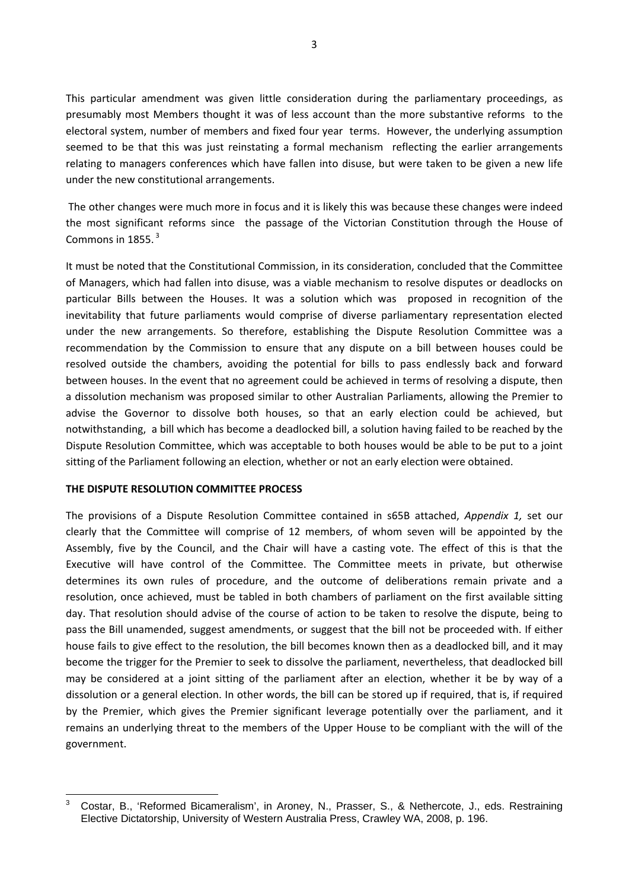This particular amendment was given little consideration during the parliamentary proceedings, as presumably most Members thought it was of less account than the more substantive reforms to the electoral system, number of members and fixed four year terms. However, the underlying assumption seemed to be that this was just reinstating a formal mechanism reflecting the earlier arrangements relating to managers conferences which have fallen into disuse, but were taken to be given a new life under the new constitutional arrangements.

The other changes were much more in focus and it is likely this was because these changes were indeed the most significant reforms since the passage of the Victorian Constitution through the House of Commons in 1855. [3]

It must be noted that the Constitutional Commission, in its consideration, concluded that the Committee of Managers, which had fallen into disuse, was a viable mechanism to resolve disputes or deadlocks on particular Bills between the Houses. It was a solution which was proposed in recognition of the inevitability that future parliaments would comprise of diverse parliamentary representation elected under the new arrangements. So therefore, establishing the Dispute Resolution Committee was a recommendation by the Commission to ensure that any dispute on a bill between houses could be resolved outside the chambers, avoiding the potential for bills to pass endlessly back and forward between houses. In the event that no agreement could be achieved in terms of resolving a dispute, then a dissolution mechanism was proposed similar to other Australian Parliaments, allowing the Premier to advise the Governor to dissolve both houses, so that an early election could be achieved, but notwithstanding, a bill which has become a deadlocked bill, a solution having failed to be reached by the Dispute Resolution Committee, which was acceptable to both houses would be able to be put to a joint sitting of the Parliament following an election, whether or not an early election were obtained.

**THE DISPUTE RESOLUTION COMMITTEE PROCESS**

The provisions of a Dispute Resolution Committee contained in s65B attached, *Appendix 1,* set our clearly that the Committee will comprise of 12 members, of whom seven will be appointed by the Assembly, five by the Council, and the Chair will have a casting vote. The effect of this is that the Executive will have control of the Committee. The Committee meets in private, but otherwise determines its own rules of procedure, and the outcome of deliberations remain private and a resolution, once achieved, must be tabled in both chambers of parliament on the first available sitting day. That resolution should advise of the course of action to be taken to resolve the dispute, being to pass the Bill unamended, suggest amendments, or suggest that the bill not be proceeded with. If either house fails to give effect to the resolution, the bill becomes known then as a deadlocked bill, and it may become the trigger for the Premier to seek to dissolve the parliament, nevertheless, that deadlocked bill may be considered at a joint sitting of the parliament after an election, whether it be by way of a dissolution or a general election. In other words, the bill can be stored up if required, that is, if required by the Premier, which gives the Premier significant leverage potentially over the parliament, and it remains an underlying threat to the members of the Upper House to be compliant with the will of the government.

---

[3] Costar, B., 'Reformed Bicameralism', in Aroney, N., Prasser, S., & Nethercote, J., eds. Restraining Elective Dictatorship, University of Western Australia Press, Crawley WA, 2008, p. 196.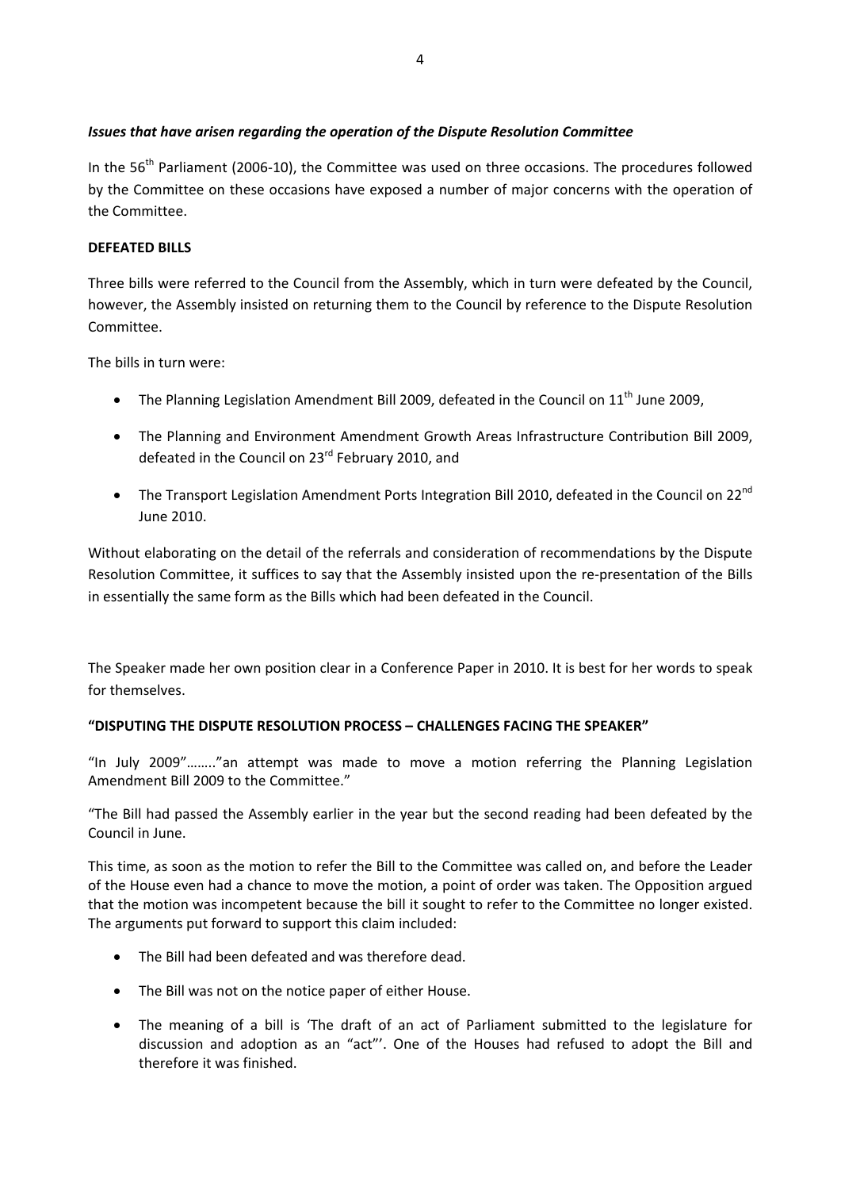***Issues that have arisen regarding the operation of the Dispute Resolution Committee***

In the 56th Parliament (2006-10), the Committee was used on three occasions. The procedures followed by the Committee on these occasions have exposed a number of major concerns with the operation of the Committee.

**DEFEATED BILLS**

Three bills were referred to the Council from the Assembly, which in turn were defeated by the Council, however, the Assembly insisted on returning them to the Council by reference to the Dispute Resolution Committee.

The bills in turn were:

- The Planning Legislation Amendment Bill 2009, defeated in the Council on 11th June 2009,
- The Planning and Environment Amendment Growth Areas Infrastructure Contribution Bill 2009, defeated in the Council on 23rd February 2010, and
- The Transport Legislation Amendment Ports Integration Bill 2010, defeated in the Council on 22nd June 2010.

Without elaborating on the detail of the referrals and consideration of recommendations by the Dispute Resolution Committee, it suffices to say that the Assembly insisted upon the re-presentation of the Bills in essentially the same form as the Bills which had been defeated in the Council.

The Speaker made her own position clear in a Conference Paper in 2010. It is best for her words to speak for themselves.

**"DISPUTING THE DISPUTE RESOLUTION PROCESS – CHALLENGES FACING THE SPEAKER"**

"In July 2009"........"an attempt was made to move a motion referring the Planning Legislation Amendment Bill 2009 to the Committee."

"The Bill had passed the Assembly earlier in the year but the second reading had been defeated by the Council in June.

This time, as soon as the motion to refer the Bill to the Committee was called on, and before the Leader of the House even had a chance to move the motion, a point of order was taken. The Opposition argued that the motion was incompetent because the bill it sought to refer to the Committee no longer existed. The arguments put forward to support this claim included:

- The Bill had been defeated and was therefore dead.
- The Bill was not on the notice paper of either House.
- The meaning of a bill is 'The draft of an act of Parliament submitted to the legislature for discussion and adoption as an "act"'. One of the Houses had refused to adopt the Bill and therefore it was finished.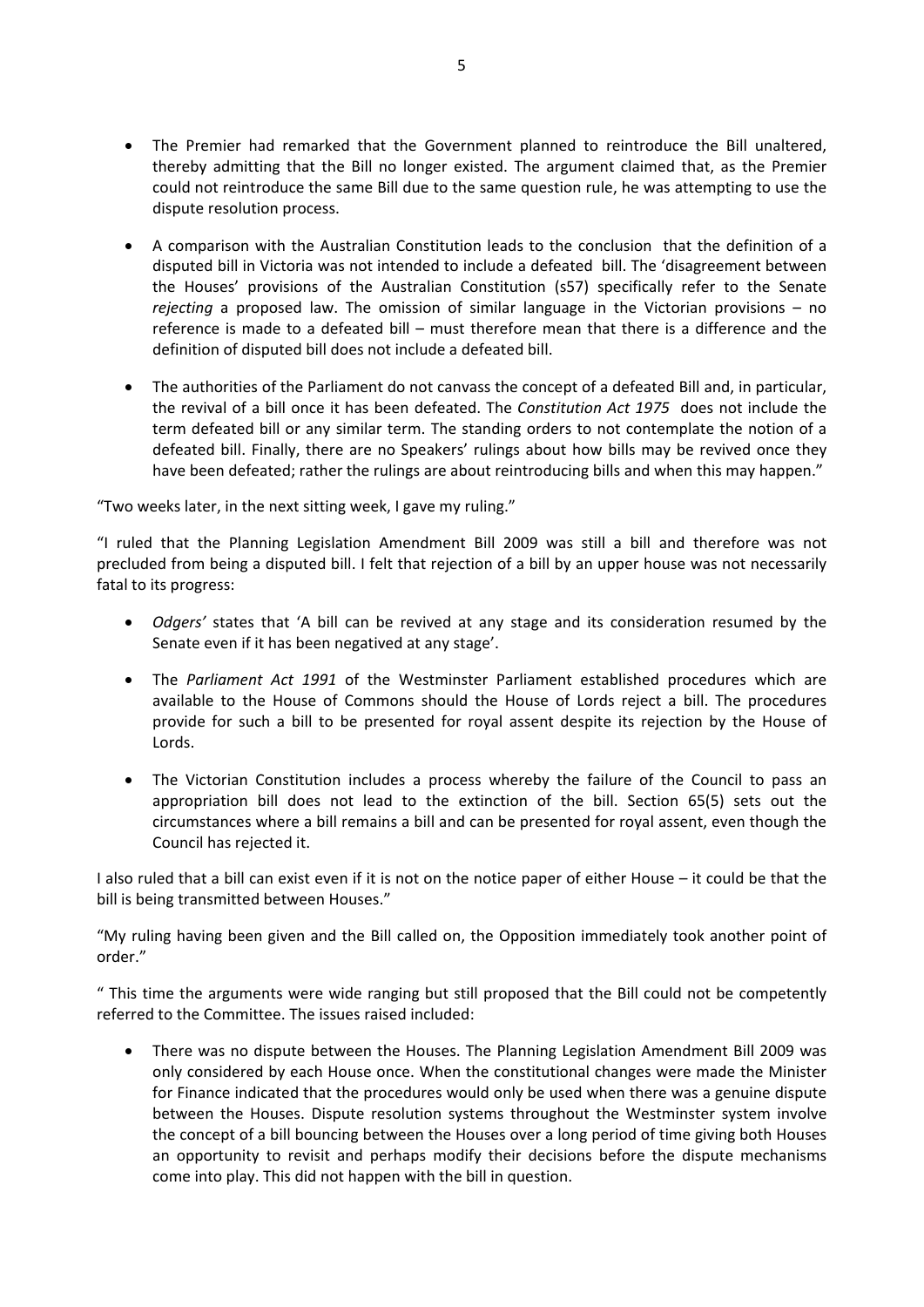- The Premier had remarked that the Government planned to reintroduce the Bill unaltered, thereby admitting that the Bill no longer existed. The argument claimed that, as the Premier could not reintroduce the same Bill due to the same question rule, he was attempting to use the dispute resolution process.

- A comparison with the Australian Constitution leads to the conclusion that the definition of a disputed bill in Victoria was not intended to include a defeated bill. The 'disagreement between the Houses' provisions of the Australian Constitution (s57) specifically refer to the Senate *rejecting* a proposed law. The omission of similar language in the Victorian provisions – no reference is made to a defeated bill – must therefore mean that there is a difference and the definition of disputed bill does not include a defeated bill.

- The authorities of the Parliament do not canvass the concept of a defeated Bill and, in particular, the revival of a bill once it has been defeated. The *Constitution Act 1975* does not include the term defeated bill or any similar term. The standing orders to not contemplate the notion of a defeated bill. Finally, there are no Speakers' rulings about how bills may be revived once they have been defeated; rather the rulings are about reintroducing bills and when this may happen."

"Two weeks later, in the next sitting week, I gave my ruling."

"I ruled that the Planning Legislation Amendment Bill 2009 was still a bill and therefore was not precluded from being a disputed bill. I felt that rejection of a bill by an upper house was not necessarily fatal to its progress:

- *Odgers'* states that 'A bill can be revived at any stage and its consideration resumed by the Senate even if it has been negatived at any stage'.

- The *Parliament Act 1991* of the Westminster Parliament established procedures which are available to the House of Commons should the House of Lords reject a bill. The procedures provide for such a bill to be presented for royal assent despite its rejection by the House of Lords.

- The Victorian Constitution includes a process whereby the failure of the Council to pass an appropriation bill does not lead to the extinction of the bill. Section 65(5) sets out the circumstances where a bill remains a bill and can be presented for royal assent, even though the Council has rejected it.

I also ruled that a bill can exist even if it is not on the notice paper of either House – it could be that the bill is being transmitted between Houses."

"My ruling having been given and the Bill called on, the Opposition immediately took another point of order."

" This time the arguments were wide ranging but still proposed that the Bill could not be competently referred to the Committee. The issues raised included:

- There was no dispute between the Houses. The Planning Legislation Amendment Bill 2009 was only considered by each House once. When the constitutional changes were made the Minister for Finance indicated that the procedures would only be used when there was a genuine dispute between the Houses. Dispute resolution systems throughout the Westminster system involve the concept of a bill bouncing between the Houses over a long period of time giving both Houses an opportunity to revisit and perhaps modify their decisions before the dispute mechanisms come into play. This did not happen with the bill in question.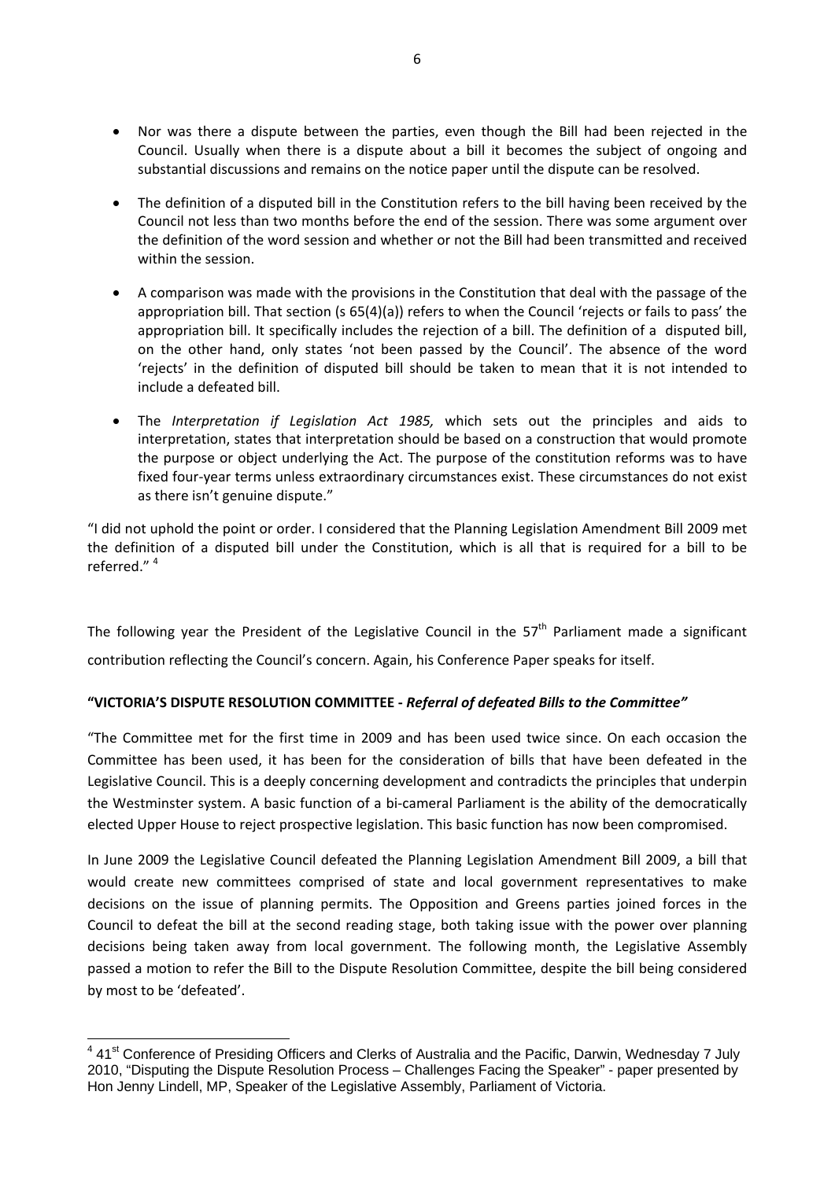- Nor was there a dispute between the parties, even though the Bill had been rejected in the Council. Usually when there is a dispute about a bill it becomes the subject of ongoing and substantial discussions and remains on the notice paper until the dispute can be resolved.

- The definition of a disputed bill in the Constitution refers to the bill having been received by the Council not less than two months before the end of the session. There was some argument over the definition of the word session and whether or not the Bill had been transmitted and received within the session.

- A comparison was made with the provisions in the Constitution that deal with the passage of the appropriation bill. That section (s 65(4)(a)) refers to when the Council 'rejects or fails to pass' the appropriation bill. It specifically includes the rejection of a bill. The definition of a disputed bill, on the other hand, only states 'not been passed by the Council'. The absence of the word 'rejects' in the definition of disputed bill should be taken to mean that it is not intended to include a defeated bill.

- The *Interpretation if Legislation Act 1985,* which sets out the principles and aids to interpretation, states that interpretation should be based on a construction that would promote the purpose or object underlying the Act. The purpose of the constitution reforms was to have fixed four-year terms unless extraordinary circumstances exist. These circumstances do not exist as there isn't genuine dispute."

"I did not uphold the point or order. I considered that the Planning Legislation Amendment Bill 2009 met the definition of a disputed bill under the Constitution, which is all that is required for a bill to be referred." [4]

The following year the President of the Legislative Council in the 57th Parliament made a significant contribution reflecting the Council's concern. Again, his Conference Paper speaks for itself.

**"VICTORIA'S DISPUTE RESOLUTION COMMITTEE - *Referral of defeated Bills to the Committee"***

"The Committee met for the first time in 2009 and has been used twice since. On each occasion the Committee has been used, it has been for the consideration of bills that have been defeated in the Legislative Council. This is a deeply concerning development and contradicts the principles that underpin the Westminster system. A basic function of a bi-cameral Parliament is the ability of the democratically elected Upper House to reject prospective legislation. This basic function has now been compromised.

In June 2009 the Legislative Council defeated the Planning Legislation Amendment Bill 2009, a bill that would create new committees comprised of state and local government representatives to make decisions on the issue of planning permits. The Opposition and Greens parties joined forces in the Council to defeat the bill at the second reading stage, both taking issue with the power over planning decisions being taken away from local government. The following month, the Legislative Assembly passed a motion to refer the Bill to the Dispute Resolution Committee, despite the bill being considered by most to be 'defeated'.

---

[4] 41st Conference of Presiding Officers and Clerks of Australia and the Pacific, Darwin, Wednesday 7 July 2010, "Disputing the Dispute Resolution Process – Challenges Facing the Speaker" - paper presented by Hon Jenny Lindell, MP, Speaker of the Legislative Assembly, Parliament of Victoria.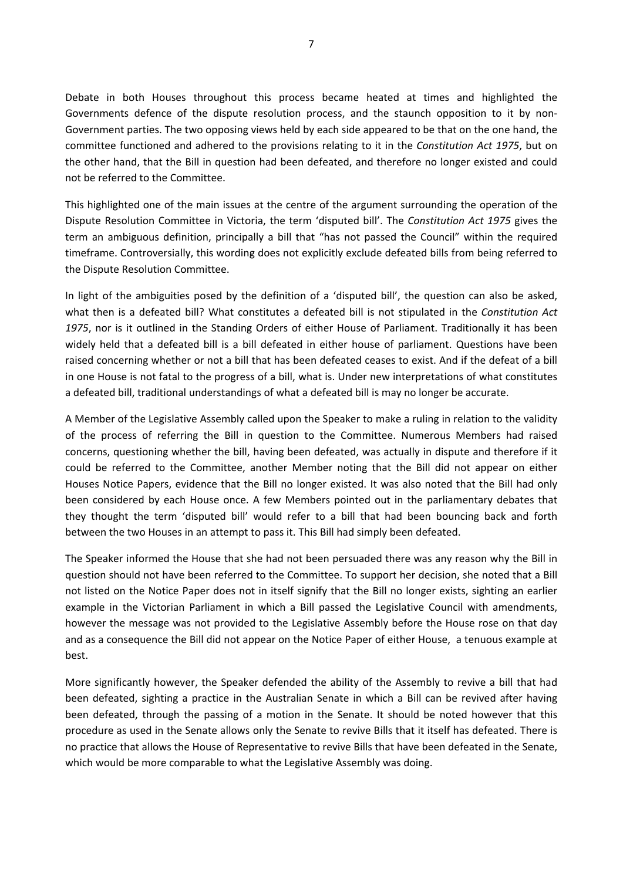Debate in both Houses throughout this process became heated at times and highlighted the Governments defence of the dispute resolution process, and the staunch opposition to it by non-Government parties. The two opposing views held by each side appeared to be that on the one hand, the committee functioned and adhered to the provisions relating to it in the *Constitution Act 1975*, but on the other hand, that the Bill in question had been defeated, and therefore no longer existed and could not be referred to the Committee.

This highlighted one of the main issues at the centre of the argument surrounding the operation of the Dispute Resolution Committee in Victoria, the term 'disputed bill'. The *Constitution Act 1975* gives the term an ambiguous definition, principally a bill that "has not passed the Council" within the required timeframe. Controversially, this wording does not explicitly exclude defeated bills from being referred to the Dispute Resolution Committee.

In light of the ambiguities posed by the definition of a 'disputed bill', the question can also be asked, what then is a defeated bill? What constitutes a defeated bill is not stipulated in the *Constitution Act 1975*, nor is it outlined in the Standing Orders of either House of Parliament. Traditionally it has been widely held that a defeated bill is a bill defeated in either house of parliament. Questions have been raised concerning whether or not a bill that has been defeated ceases to exist. And if the defeat of a bill in one House is not fatal to the progress of a bill, what is. Under new interpretations of what constitutes a defeated bill, traditional understandings of what a defeated bill is may no longer be accurate.

A Member of the Legislative Assembly called upon the Speaker to make a ruling in relation to the validity of the process of referring the Bill in question to the Committee. Numerous Members had raised concerns, questioning whether the bill, having been defeated, was actually in dispute and therefore if it could be referred to the Committee, another Member noting that the Bill did not appear on either Houses Notice Papers, evidence that the Bill no longer existed. It was also noted that the Bill had only been considered by each House once. A few Members pointed out in the parliamentary debates that they thought the term 'disputed bill' would refer to a bill that had been bouncing back and forth between the two Houses in an attempt to pass it. This Bill had simply been defeated.

The Speaker informed the House that she had not been persuaded there was any reason why the Bill in question should not have been referred to the Committee. To support her decision, she noted that a Bill not listed on the Notice Paper does not in itself signify that the Bill no longer exists, sighting an earlier example in the Victorian Parliament in which a Bill passed the Legislative Council with amendments, however the message was not provided to the Legislative Assembly before the House rose on that day and as a consequence the Bill did not appear on the Notice Paper of either House, a tenuous example at best.

More significantly however, the Speaker defended the ability of the Assembly to revive a bill that had been defeated, sighting a practice in the Australian Senate in which a Bill can be revived after having been defeated, through the passing of a motion in the Senate. It should be noted however that this procedure as used in the Senate allows only the Senate to revive Bills that it itself has defeated. There is no practice that allows the House of Representative to revive Bills that have been defeated in the Senate, which would be more comparable to what the Legislative Assembly was doing.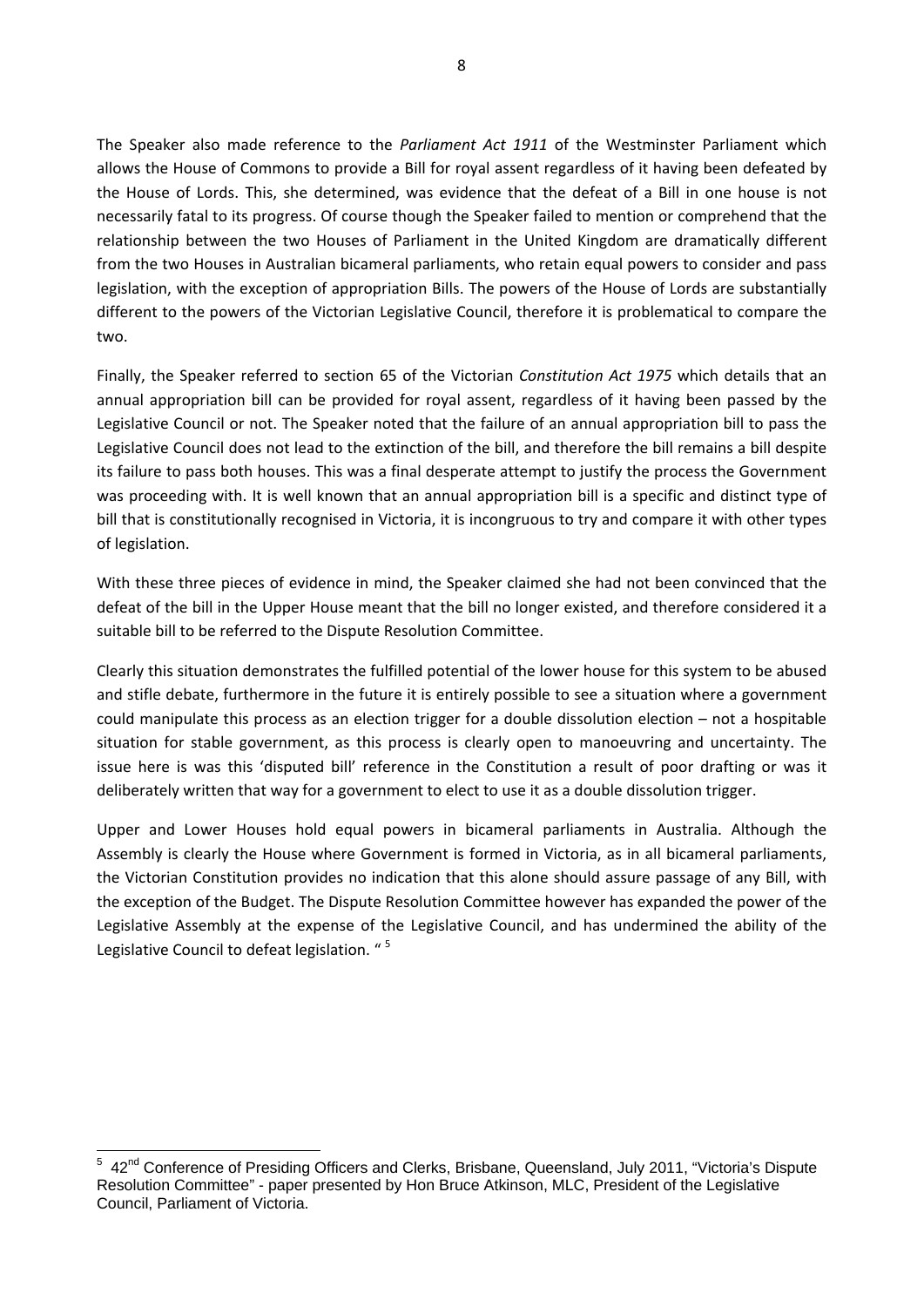The Speaker also made reference to the *Parliament Act 1911* of the Westminster Parliament which allows the House of Commons to provide a Bill for royal assent regardless of it having been defeated by the House of Lords. This, she determined, was evidence that the defeat of a Bill in one house is not necessarily fatal to its progress. Of course though the Speaker failed to mention or comprehend that the relationship between the two Houses of Parliament in the United Kingdom are dramatically different from the two Houses in Australian bicameral parliaments, who retain equal powers to consider and pass legislation, with the exception of appropriation Bills. The powers of the House of Lords are substantially different to the powers of the Victorian Legislative Council, therefore it is problematical to compare the two.

Finally, the Speaker referred to section 65 of the Victorian *Constitution Act 1975* which details that an annual appropriation bill can be provided for royal assent, regardless of it having been passed by the Legislative Council or not. The Speaker noted that the failure of an annual appropriation bill to pass the Legislative Council does not lead to the extinction of the bill, and therefore the bill remains a bill despite its failure to pass both houses. This was a final desperate attempt to justify the process the Government was proceeding with. It is well known that an annual appropriation bill is a specific and distinct type of bill that is constitutionally recognised in Victoria, it is incongruous to try and compare it with other types of legislation.

With these three pieces of evidence in mind, the Speaker claimed she had not been convinced that the defeat of the bill in the Upper House meant that the bill no longer existed, and therefore considered it a suitable bill to be referred to the Dispute Resolution Committee.

Clearly this situation demonstrates the fulfilled potential of the lower house for this system to be abused and stifle debate, furthermore in the future it is entirely possible to see a situation where a government could manipulate this process as an election trigger for a double dissolution election – not a hospitable situation for stable government, as this process is clearly open to manoeuvring and uncertainty. The issue here is was this 'disputed bill' reference in the Constitution a result of poor drafting or was it deliberately written that way for a government to elect to use it as a double dissolution trigger.

Upper and Lower Houses hold equal powers in bicameral parliaments in Australia. Although the Assembly is clearly the House where Government is formed in Victoria, as in all bicameral parliaments, the Victorian Constitution provides no indication that this alone should assure passage of any Bill, with the exception of the Budget. The Dispute Resolution Committee however has expanded the power of the Legislative Assembly at the expense of the Legislative Council, and has undermined the ability of the Legislative Council to defeat legislation. "[5]

---

[5] 42nd Conference of Presiding Officers and Clerks, Brisbane, Queensland, July 2011, "Victoria's Dispute Resolution Committee" - paper presented by Hon Bruce Atkinson, MLC, President of the Legislative Council, Parliament of Victoria.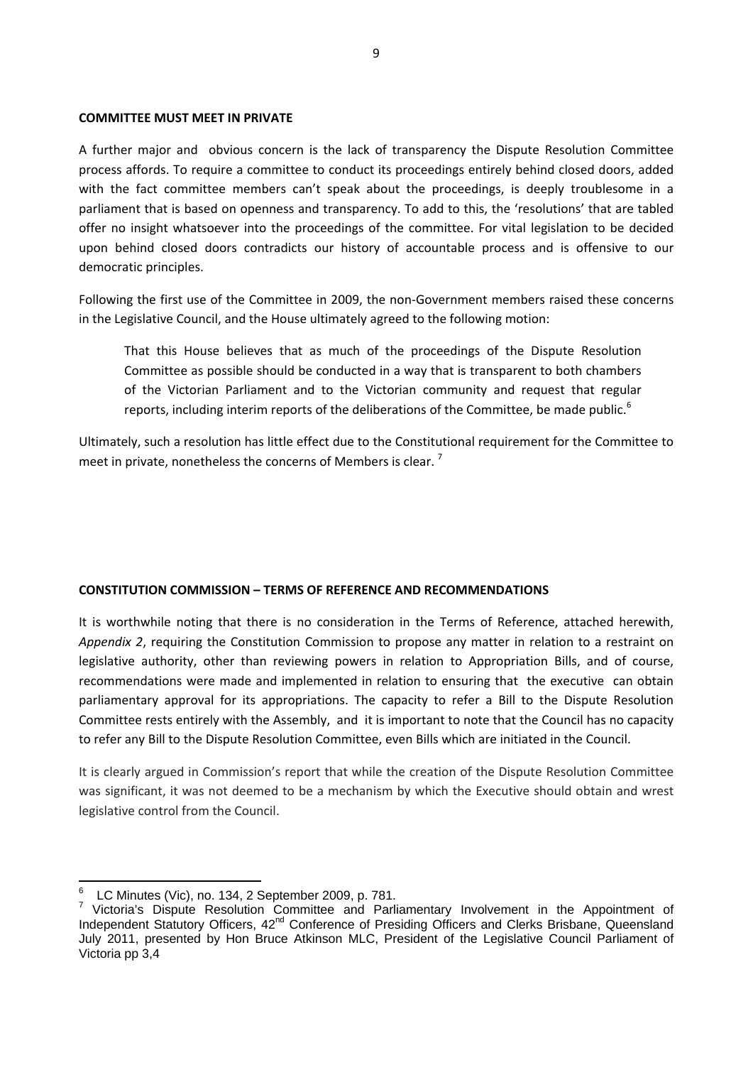**COMMITTEE MUST MEET IN PRIVATE**

A further major and obvious concern is the lack of transparency the Dispute Resolution Committee process affords. To require a committee to conduct its proceedings entirely behind closed doors, added with the fact committee members can't speak about the proceedings, is deeply troublesome in a parliament that is based on openness and transparency. To add to this, the 'resolutions' that are tabled offer no insight whatsoever into the proceedings of the committee. For vital legislation to be decided upon behind closed doors contradicts our history of accountable process and is offensive to our democratic principles.

Following the first use of the Committee in 2009, the non-Government members raised these concerns in the Legislative Council, and the House ultimately agreed to the following motion:

> That this House believes that as much of the proceedings of the Dispute Resolution Committee as possible should be conducted in a way that is transparent to both chambers of the Victorian Parliament and to the Victorian community and request that regular reports, including interim reports of the deliberations of the Committee, be made public.[6]

Ultimately, such a resolution has little effect due to the Constitutional requirement for the Committee to meet in private, nonetheless the concerns of Members is clear.[7]

**CONSTITUTION COMMISSION – TERMS OF REFERENCE AND RECOMMENDATIONS**

It is worthwhile noting that there is no consideration in the Terms of Reference, attached herewith, *Appendix 2*, requiring the Constitution Commission to propose any matter in relation to a restraint on legislative authority, other than reviewing powers in relation to Appropriation Bills, and of course, recommendations were made and implemented in relation to ensuring that the executive can obtain parliamentary approval for its appropriations. The capacity to refer a Bill to the Dispute Resolution Committee rests entirely with the Assembly, and it is important to note that the Council has no capacity to refer any Bill to the Dispute Resolution Committee, even Bills which are initiated in the Council.

It is clearly argued in Commission's report that while the creation of the Dispute Resolution Committee was significant, it was not deemed to be a mechanism by which the Executive should obtain and wrest legislative control from the Council.

---

[6] LC Minutes (Vic), no. 134, 2 September 2009, p. 781.

[7] Victoria's Dispute Resolution Committee and Parliamentary Involvement in the Appointment of Independent Statutory Officers, 42nd Conference of Presiding Officers and Clerks Brisbane, Queensland July 2011, presented by Hon Bruce Atkinson MLC, President of the Legislative Council Parliament of Victoria pp 3,4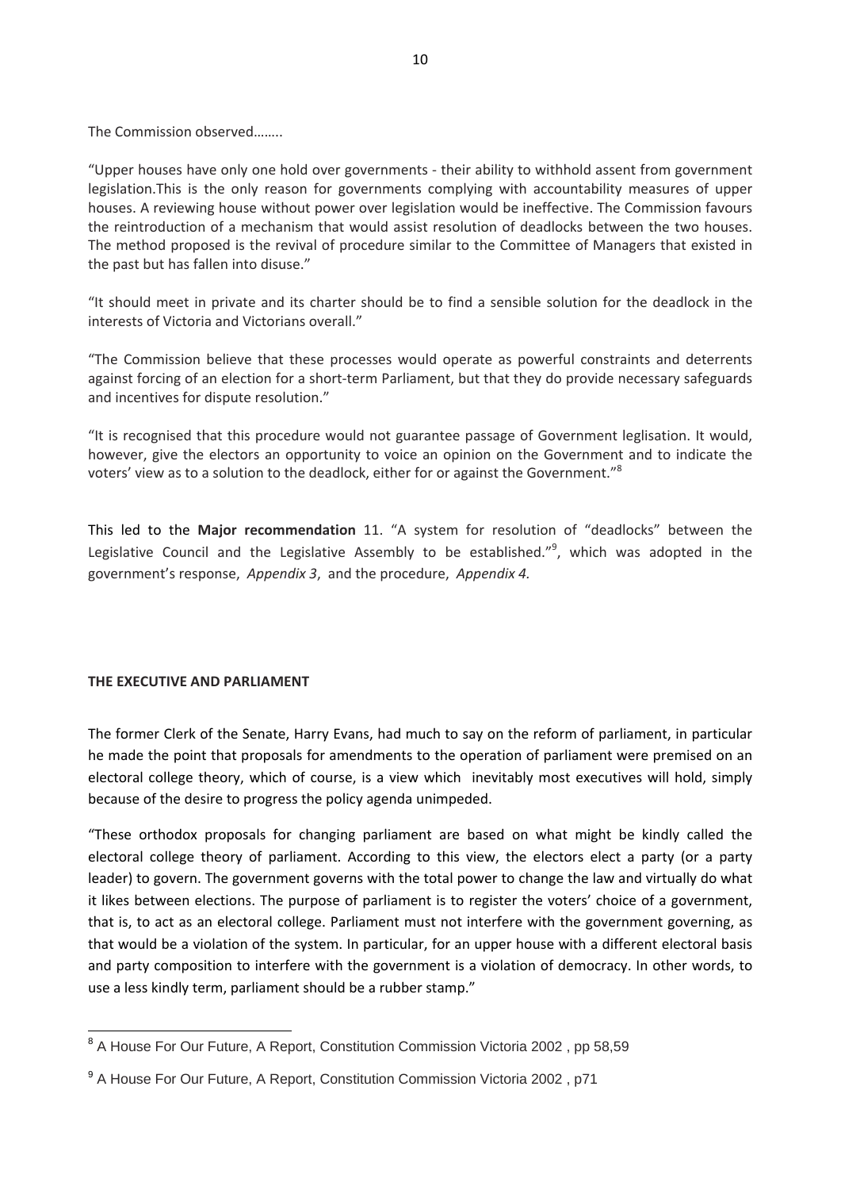The Commission observed……..

"Upper houses have only one hold over governments - their ability to withhold assent from government legislation.This is the only reason for governments complying with accountability measures of upper houses. A reviewing house without power over legislation would be ineffective. The Commission favours the reintroduction of a mechanism that would assist resolution of deadlocks between the two houses. The method proposed is the revival of procedure similar to the Committee of Managers that existed in the past but has fallen into disuse."

"It should meet in private and its charter should be to find a sensible solution for the deadlock in the interests of Victoria and Victorians overall."

"The Commission believe that these processes would operate as powerful constraints and deterrents against forcing of an election for a short-term Parliament, but that they do provide necessary safeguards and incentives for dispute resolution."

"It is recognised that this procedure would not guarantee passage of Government leglisation. It would, however, give the electors an opportunity to voice an opinion on the Government and to indicate the voters' view as to a solution to the deadlock, either for or against the Government."[8]

This led to the **Major recommendation** 11. "A system for resolution of "deadlocks" between the Legislative Council and the Legislative Assembly to be established."[9], which was adopted in the government's response, *Appendix 3*, and the procedure, *Appendix 4.*

**THE EXECUTIVE AND PARLIAMENT**

The former Clerk of the Senate, Harry Evans, had much to say on the reform of parliament, in particular he made the point that proposals for amendments to the operation of parliament were premised on an electoral college theory, which of course, is a view which inevitably most executives will hold, simply because of the desire to progress the policy agenda unimpeded.

"These orthodox proposals for changing parliament are based on what might be kindly called the electoral college theory of parliament. According to this view, the electors elect a party (or a party leader) to govern. The government governs with the total power to change the law and virtually do what it likes between elections. The purpose of parliament is to register the voters' choice of a government, that is, to act as an electoral college. Parliament must not interfere with the government governing, as that would be a violation of the system. In particular, for an upper house with a different electoral basis and party composition to interfere with the government is a violation of democracy. In other words, to use a less kindly term, parliament should be a rubber stamp."

---

[8] A House For Our Future, A Report, Constitution Commission Victoria 2002 , pp 58,59

[9] A House For Our Future, A Report, Constitution Commission Victoria 2002 , p71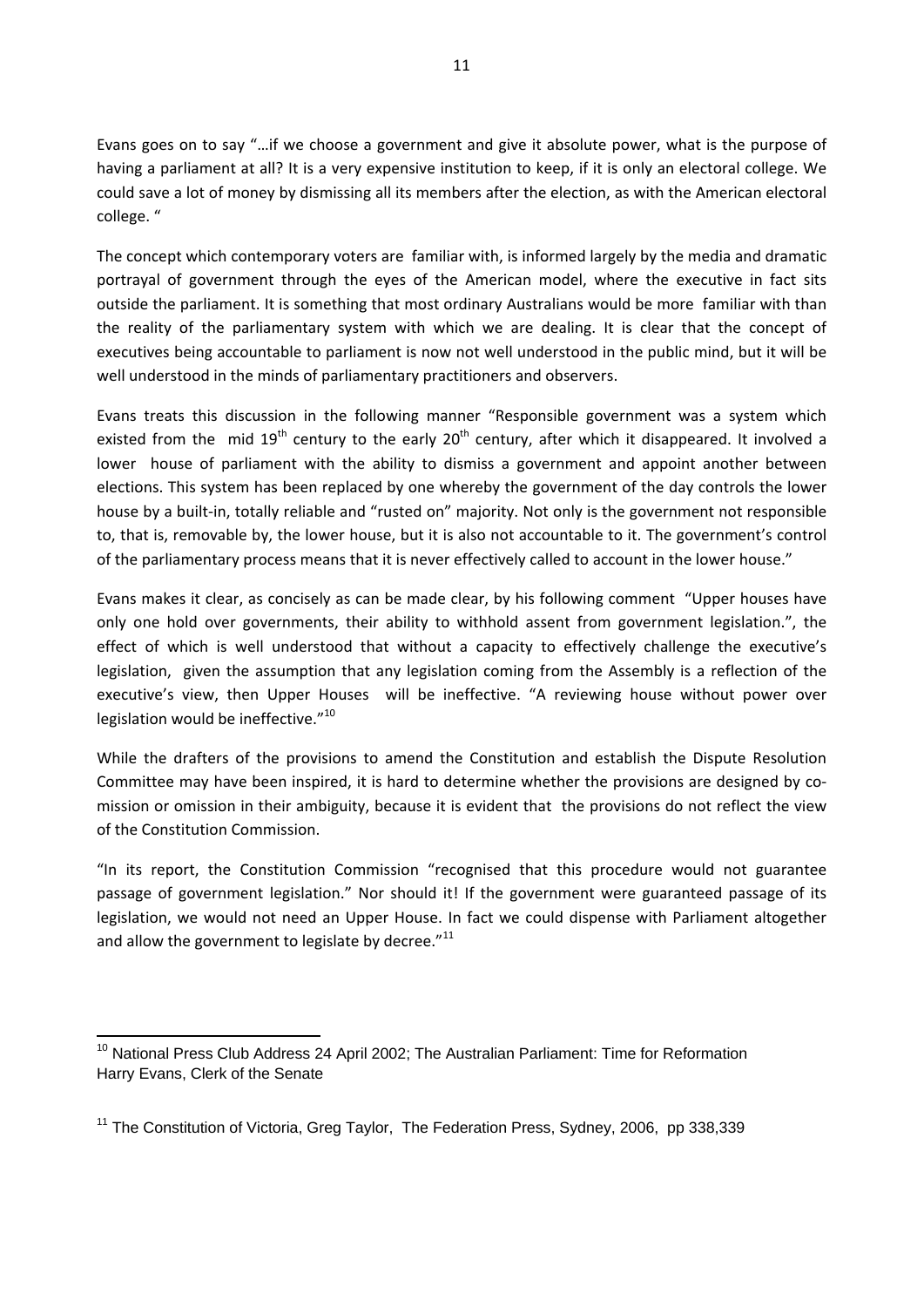Evans goes on to say "…if we choose a government and give it absolute power, what is the purpose of having a parliament at all? It is a very expensive institution to keep, if it is only an electoral college. We could save a lot of money by dismissing all its members after the election, as with the American electoral college. "

The concept which contemporary voters are familiar with, is informed largely by the media and dramatic portrayal of government through the eyes of the American model, where the executive in fact sits outside the parliament. It is something that most ordinary Australians would be more familiar with than the reality of the parliamentary system with which we are dealing. It is clear that the concept of executives being accountable to parliament is now not well understood in the public mind, but it will be well understood in the minds of parliamentary practitioners and observers.

Evans treats this discussion in the following manner "Responsible government was a system which existed from the mid 19th century to the early 20th century, after which it disappeared. It involved a lower house of parliament with the ability to dismiss a government and appoint another between elections. This system has been replaced by one whereby the government of the day controls the lower house by a built-in, totally reliable and "rusted on" majority. Not only is the government not responsible to, that is, removable by, the lower house, but it is also not accountable to it. The government's control of the parliamentary process means that it is never effectively called to account in the lower house."

Evans makes it clear, as concisely as can be made clear, by his following comment "Upper houses have only one hold over governments, their ability to withhold assent from government legislation.", the effect of which is well understood that without a capacity to effectively challenge the executive's legislation, given the assumption that any legislation coming from the Assembly is a reflection of the executive's view, then Upper Houses will be ineffective. "A reviewing house without power over legislation would be ineffective."[10]

While the drafters of the provisions to amend the Constitution and establish the Dispute Resolution Committee may have been inspired, it is hard to determine whether the provisions are designed by co-mission or omission in their ambiguity, because it is evident that the provisions do not reflect the view of the Constitution Commission.

"In its report, the Constitution Commission "recognised that this procedure would not guarantee passage of government legislation." Nor should it! If the government were guaranteed passage of its legislation, we would not need an Upper House. In fact we could dispense with Parliament altogether and allow the government to legislate by decree."[11]

---

[10] National Press Club Address 24 April 2002; The Australian Parliament: Time for Reformation Harry Evans, Clerk of the Senate

[11] The Constitution of Victoria, Greg Taylor, The Federation Press, Sydney, 2006, pp 338,339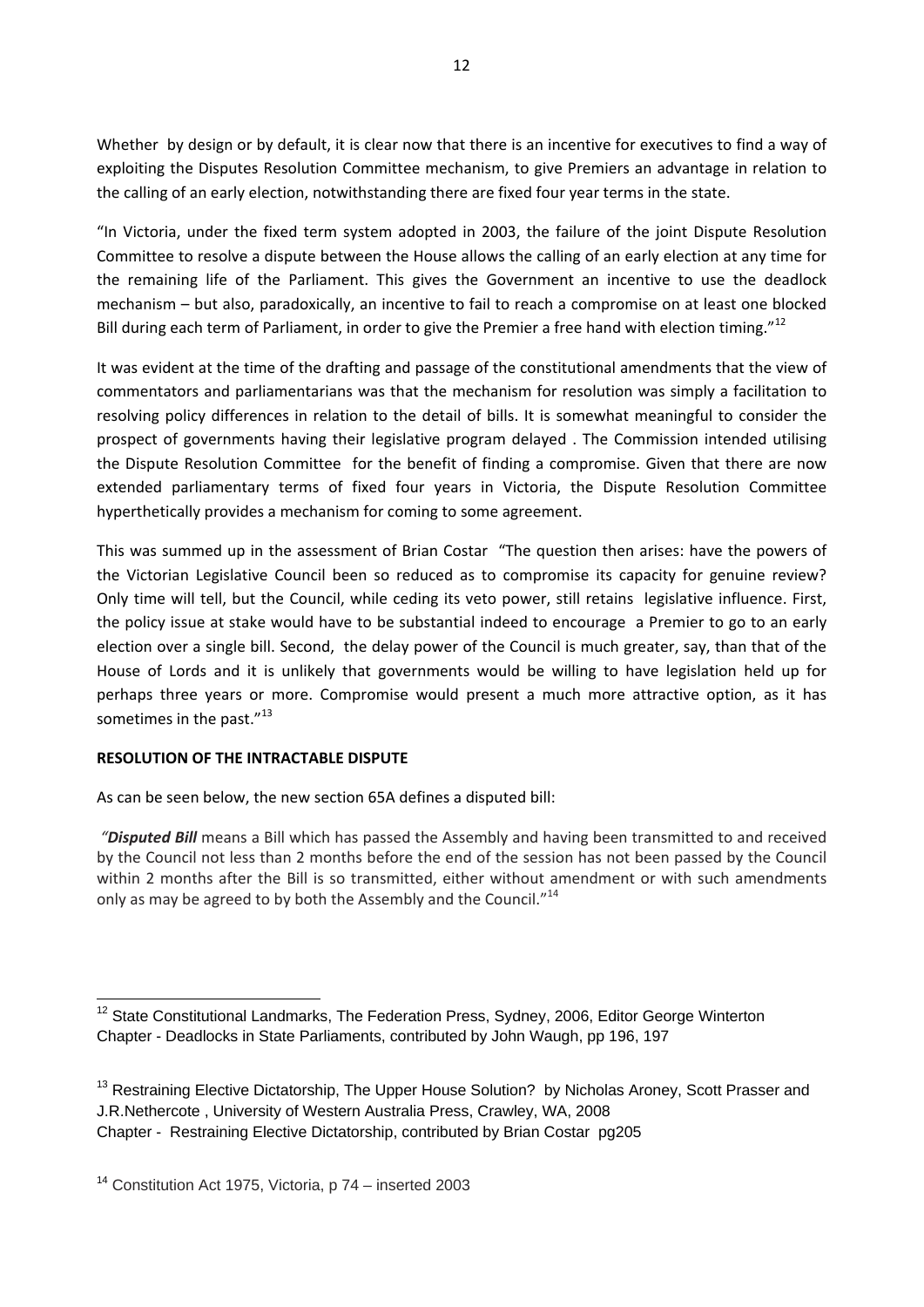Whether by design or by default, it is clear now that there is an incentive for executives to find a way of exploiting the Disputes Resolution Committee mechanism, to give Premiers an advantage in relation to the calling of an early election, notwithstanding there are fixed four year terms in the state.

"In Victoria, under the fixed term system adopted in 2003, the failure of the joint Dispute Resolution Committee to resolve a dispute between the House allows the calling of an early election at any time for the remaining life of the Parliament. This gives the Government an incentive to use the deadlock mechanism – but also, paradoxically, an incentive to fail to reach a compromise on at least one blocked Bill during each term of Parliament, in order to give the Premier a free hand with election timing."[12]

It was evident at the time of the drafting and passage of the constitutional amendments that the view of commentators and parliamentarians was that the mechanism for resolution was simply a facilitation to resolving policy differences in relation to the detail of bills. It is somewhat meaningful to consider the prospect of governments having their legislative program delayed . The Commission intended utilising the Dispute Resolution Committee for the benefit of finding a compromise. Given that there are now extended parliamentary terms of fixed four years in Victoria, the Dispute Resolution Committee hyperthetically provides a mechanism for coming to some agreement.

This was summed up in the assessment of Brian Costar "The question then arises: have the powers of the Victorian Legislative Council been so reduced as to compromise its capacity for genuine review? Only time will tell, but the Council, while ceding its veto power, still retains legislative influence. First, the policy issue at stake would have to be substantial indeed to encourage a Premier to go to an early election over a single bill. Second, the delay power of the Council is much greater, say, than that of the House of Lords and it is unlikely that governments would be willing to have legislation held up for perhaps three years or more. Compromise would present a much more attractive option, as it has sometimes in the past."[13]

**RESOLUTION OF THE INTRACTABLE DISPUTE**

As can be seen below, the new section 65A defines a disputed bill:

*"**Disputed Bill** means a Bill which has passed the Assembly and having been transmitted to and received by the Council not less than 2 months before the end of the session has not been passed by the Council within 2 months after the Bill is so transmitted, either without amendment or with such amendments only as may be agreed to by both the Assembly and the Council."*[14]

---

[12] State Constitutional Landmarks, The Federation Press, Sydney, 2006, Editor George Winterton Chapter - Deadlocks in State Parliaments, contributed by John Waugh, pp 196, 197

[13] Restraining Elective Dictatorship, The Upper House Solution? by Nicholas Aroney, Scott Prasser and J.R.Nethercote , University of Western Australia Press, Crawley, WA, 2008
Chapter - Restraining Elective Dictatorship, contributed by Brian Costar pg205

[14] Constitution Act 1975, Victoria, p 74 – inserted 2003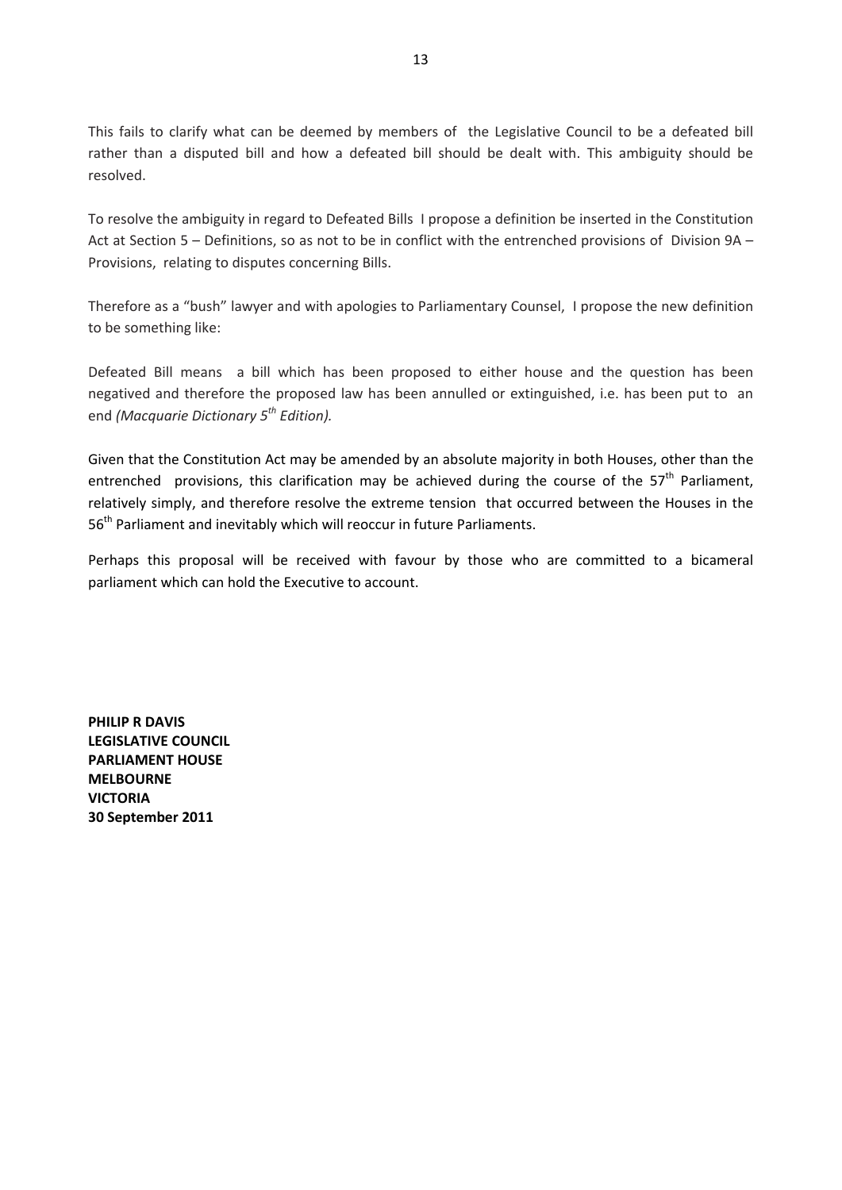This fails to clarify what can be deemed by members of the Legislative Council to be a defeated bill rather than a disputed bill and how a defeated bill should be dealt with. This ambiguity should be resolved.

To resolve the ambiguity in regard to Defeated Bills I propose a definition be inserted in the Constitution Act at Section 5 – Definitions, so as not to be in conflict with the entrenched provisions of Division 9A – Provisions, relating to disputes concerning Bills.

Therefore as a "bush" lawyer and with apologies to Parliamentary Counsel, I propose the new definition to be something like:

Defeated Bill means a bill which has been proposed to either house and the question has been negatived and therefore the proposed law has been annulled or extinguished, i.e. has been put to an end *(Macquarie Dictionary 5th Edition).*

Given that the Constitution Act may be amended by an absolute majority in both Houses, other than the entrenched provisions, this clarification may be achieved during the course of the 57th Parliament, relatively simply, and therefore resolve the extreme tension that occurred between the Houses in the 56th Parliament and inevitably which will reoccur in future Parliaments.

Perhaps this proposal will be received with favour by those who are committed to a bicameral parliament which can hold the Executive to account.

**PHILIP R DAVIS**
**LEGISLATIVE COUNCIL**
**PARLIAMENT HOUSE**
**MELBOURNE**
**VICTORIA**
**30 September 2011**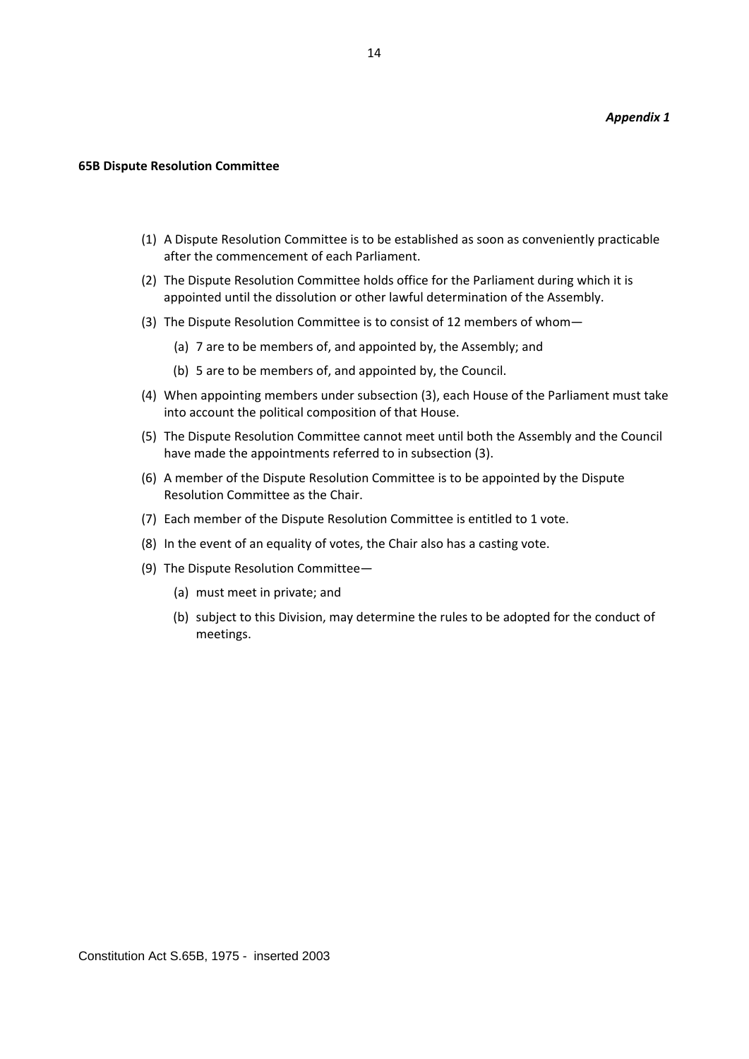*Appendix 1*

**65B Dispute Resolution Committee**

(1) A Dispute Resolution Committee is to be established as soon as conveniently practicable after the commencement of each Parliament.

(2) The Dispute Resolution Committee holds office for the Parliament during which it is appointed until the dissolution or other lawful determination of the Assembly.

(3) The Dispute Resolution Committee is to consist of 12 members of whom—

  (a) 7 are to be members of, and appointed by, the Assembly; and

  (b) 5 are to be members of, and appointed by, the Council.

(4) When appointing members under subsection (3), each House of the Parliament must take into account the political composition of that House.

(5) The Dispute Resolution Committee cannot meet until both the Assembly and the Council have made the appointments referred to in subsection (3).

(6) A member of the Dispute Resolution Committee is to be appointed by the Dispute Resolution Committee as the Chair.

(7) Each member of the Dispute Resolution Committee is entitled to 1 vote.

(8) In the event of an equality of votes, the Chair also has a casting vote.

(9) The Dispute Resolution Committee—

  (a) must meet in private; and

  (b) subject to this Division, may determine the rules to be adopted for the conduct of meetings.

Constitution Act S.65B, 1975 - inserted 2003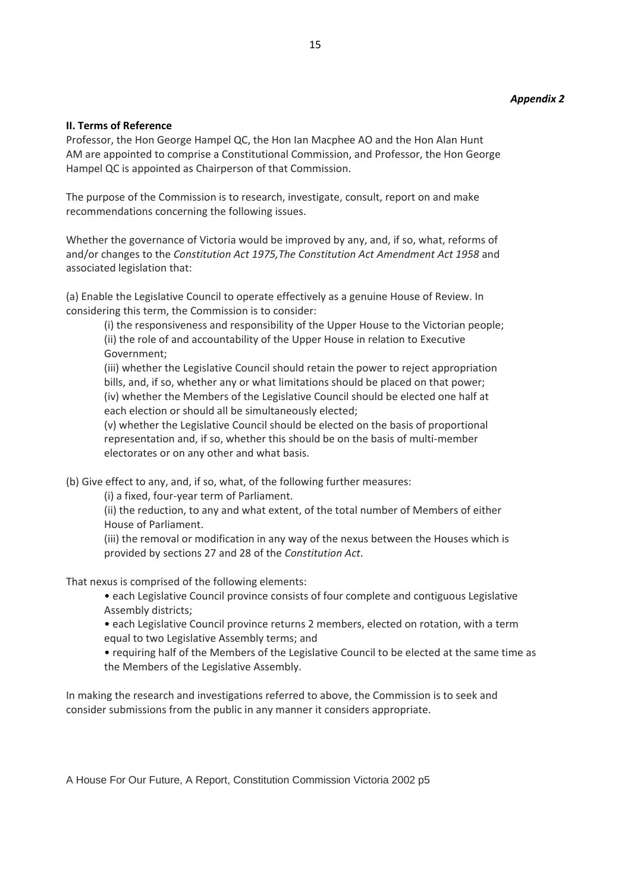*Appendix 2*

**II. Terms of Reference**

Professor, the Hon George Hampel QC, the Hon Ian Macphee AO and the Hon Alan Hunt AM are appointed to comprise a Constitutional Commission, and Professor, the Hon George Hampel QC is appointed as Chairperson of that Commission.

The purpose of the Commission is to research, investigate, consult, report on and make recommendations concerning the following issues.

Whether the governance of Victoria would be improved by any, and, if so, what, reforms of and/or changes to the *Constitution Act 1975,The Constitution Act Amendment Act 1958* and associated legislation that:

(a) Enable the Legislative Council to operate effectively as a genuine House of Review. In considering this term, the Commission is to consider:

> (i) the responsiveness and responsibility of the Upper House to the Victorian people;
> (ii) the role of and accountability of the Upper House in relation to Executive Government;
> (iii) whether the Legislative Council should retain the power to reject appropriation bills, and, if so, whether any or what limitations should be placed on that power;
> (iv) whether the Members of the Legislative Council should be elected one half at each election or should all be simultaneously elected;
> (v) whether the Legislative Council should be elected on the basis of proportional representation and, if so, whether this should be on the basis of multi-member electorates or on any other and what basis.

(b) Give effect to any, and, if so, what, of the following further measures:

> (i) a fixed, four-year term of Parliament.
> (ii) the reduction, to any and what extent, of the total number of Members of either House of Parliament.
> (iii) the removal or modification in any way of the nexus between the Houses which is provided by sections 27 and 28 of the *Constitution Act*.

That nexus is comprised of the following elements:

- each Legislative Council province consists of four complete and contiguous Legislative Assembly districts;
- each Legislative Council province returns 2 members, elected on rotation, with a term equal to two Legislative Assembly terms; and
- requiring half of the Members of the Legislative Council to be elected at the same time as the Members of the Legislative Assembly.

In making the research and investigations referred to above, the Commission is to seek and consider submissions from the public in any manner it considers appropriate.

A House For Our Future, A Report, Constitution Commission Victoria 2002 p5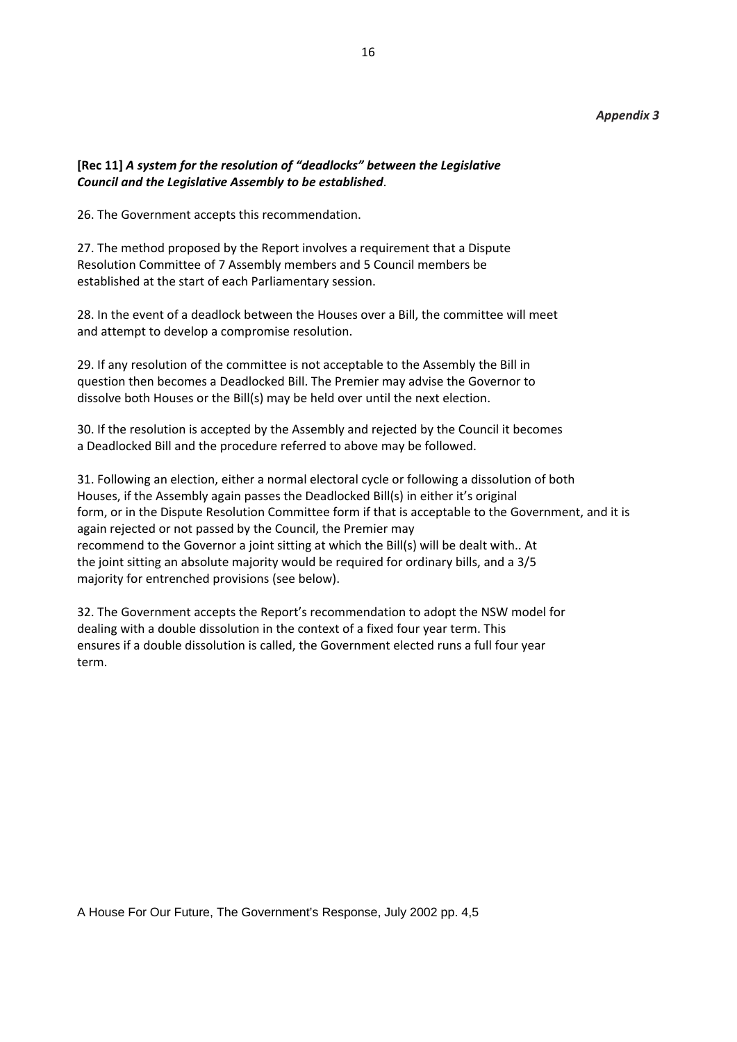*Appendix 3*

**[Rec 11]** ***A system for the resolution of "deadlocks" between the Legislative Council and the Legislative Assembly to be established***.

26. The Government accepts this recommendation.

27. The method proposed by the Report involves a requirement that a Dispute Resolution Committee of 7 Assembly members and 5 Council members be established at the start of each Parliamentary session.

28. In the event of a deadlock between the Houses over a Bill, the committee will meet and attempt to develop a compromise resolution.

29. If any resolution of the committee is not acceptable to the Assembly the Bill in question then becomes a Deadlocked Bill. The Premier may advise the Governor to dissolve both Houses or the Bill(s) may be held over until the next election.

30. If the resolution is accepted by the Assembly and rejected by the Council it becomes a Deadlocked Bill and the procedure referred to above may be followed.

31. Following an election, either a normal electoral cycle or following a dissolution of both Houses, if the Assembly again passes the Deadlocked Bill(s) in either it's original form, or in the Dispute Resolution Committee form if that is acceptable to the Government, and it is again rejected or not passed by the Council, the Premier may recommend to the Governor a joint sitting at which the Bill(s) will be dealt with.. At the joint sitting an absolute majority would be required for ordinary bills, and a 3/5 majority for entrenched provisions (see below).

32. The Government accepts the Report's recommendation to adopt the NSW model for dealing with a double dissolution in the context of a fixed four year term. This ensures if a double dissolution is called, the Government elected runs a full four year term.

A House For Our Future, The Government's Response, July 2002 pp. 4,5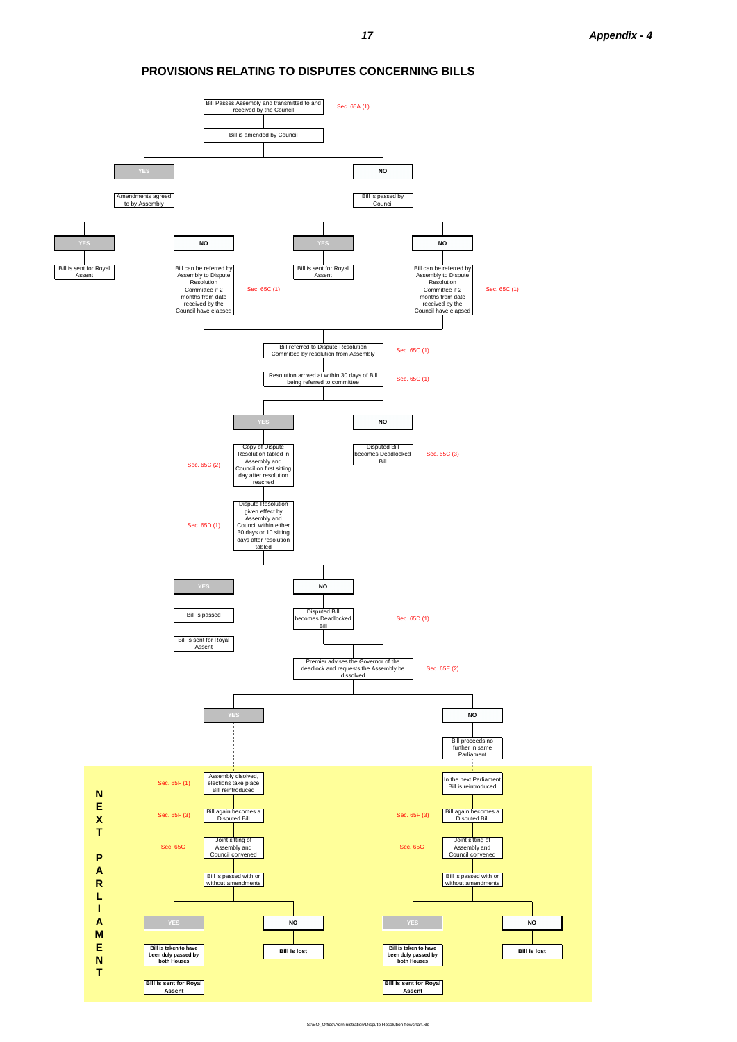# PROVISIONS RELATING TO DISPUTES CONCERNING BILLS

Bill Passes Assembly and transmitted to and received by the Council
Sec. 65A (1)

Bill is amended by Council

YES
Amendments agreed to by Assembly

YES
Bill is sent for Royal Assent

NO
Bill can be referred by Assembly to Dispute Resolution Committee if 2 months from date received by the Council have elapsed
Sec. 65C (1)

NO
Bill is passed by Council

YES
Bill is sent for Royal Assent

NO
Bill can be referred by Assembly to Dispute Resolution Committee if 2 months from date received by the Council have elapsed
Sec. 65C (1)

Bill referred to Dispute Resolution Committee by resolution from Assembly
Sec. 65C (1)

Resolution arrived at within 30 days of Bill being referred to committee
Sec. 65C (1)

YES
Copy of Dispute Resolution tabled in Assembly and Council on first sitting day after resolution reached
Sec. 65C (2)

Dispute Resolution given effect by Assembly and Council within either 30 days or 10 sitting days after resolution tabled
Sec. 65D (1)

YES
Bill is passed
Bill is sent for Royal Assent

NO
Disputed Bill becomes Deadlocked Bill
Sec. 65D (1)

NO
Disputed Bill becomes Deadlocked Bill
Sec. 65C (3)

Premier advises the Governor of the deadlock and requests the Assembly be dissolved
Sec. 65E (2)

YES

NO
Bill proceeds no further in same Parliament

NEXT PARLIAMENT

Assembly disolved, elections take place Bill reintroduced
Sec. 65F (1)

Bill again becomes a Disputed Bill
Sec. 65F (3)

Joint sitting of Assembly and Council convened
Sec. 65G

Bill is passed with or without amendments

YES
**Bill is taken to have been duly passed by both Houses**
**Bill is sent for Royal Assent**

NO
**Bill is lost**

In the next Parliament Bill is reintroduced

Bill again becomes a Disputed Bill
Sec. 65F (3)

Joint sitting of Assembly and Council convened
Sec. 65G

Bill is passed with or without amendments

YES
**Bill is taken to have been duly passed by both Houses**
**Bill is sent for Royal Assent**

NO
**Bill is lost**

S:\EO_Office\Administration\Dispute Resolution flowchart.xls